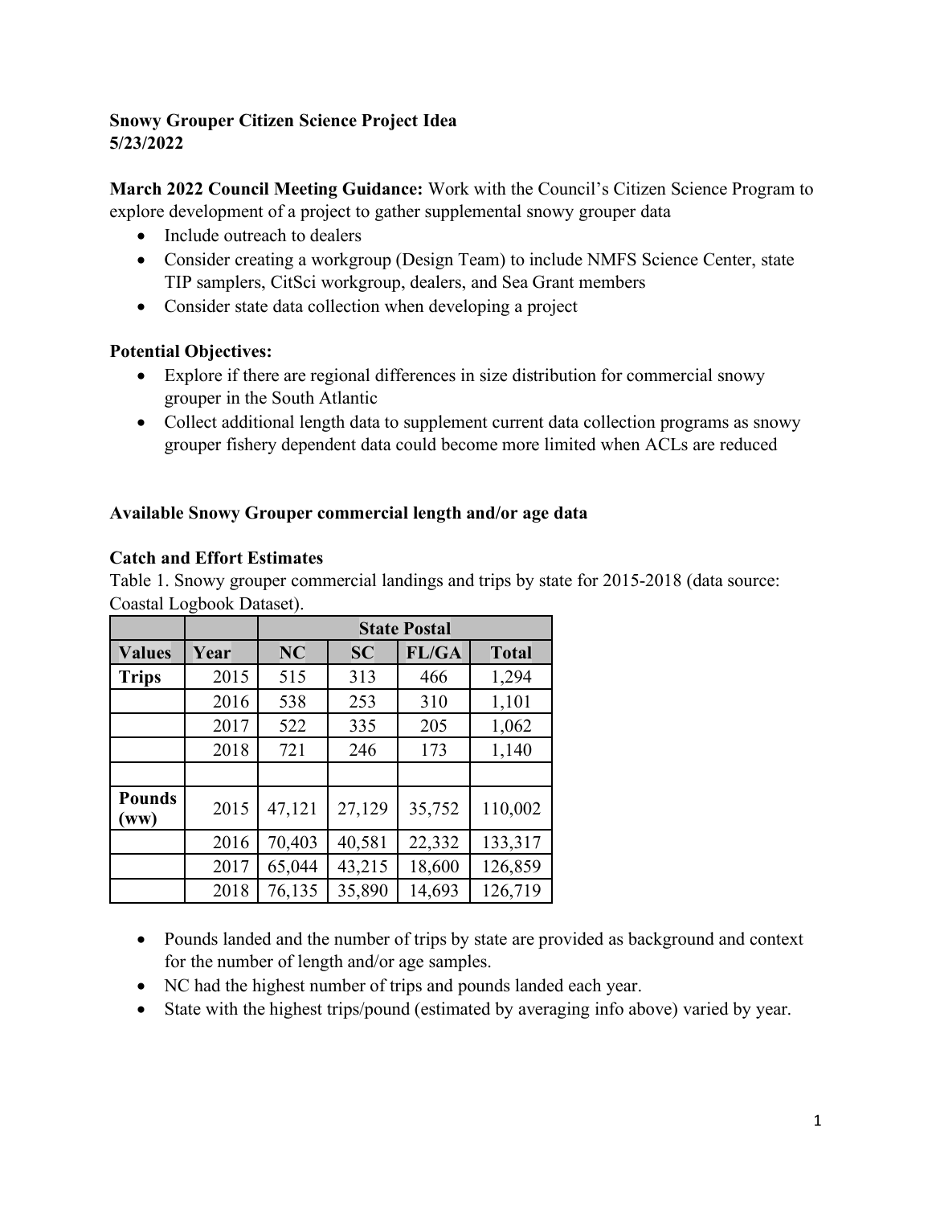**Snowy Grouper Citizen Science Project Idea**
**5/23/2022**

**March 2022 Council Meeting Guidance:** Work with the Council's Citizen Science Program to explore development of a project to gather supplemental snowy grouper data

- Include outreach to dealers
- Consider creating a workgroup (Design Team) to include NMFS Science Center, state TIP samplers, CitSci workgroup, dealers, and Sea Grant members
- Consider state data collection when developing a project

**Potential Objectives:**

- Explore if there are regional differences in size distribution for commercial snowy grouper in the South Atlantic
- Collect additional length data to supplement current data collection programs as snowy grouper fishery dependent data could become more limited when ACLs are reduced

**Available Snowy Grouper commercial length and/or age data**

**Catch and Effort Estimates**

Table 1. Snowy grouper commercial landings and trips by state for 2015-2018 (data source: Coastal Logbook Dataset).

| | | State Postal | | | |
|---|---|---|---|---|---|
| **Values** | **Year** | **NC** | **SC** | **FL/GA** | **Total** |
| **Trips** | 2015 | 515 | 313 | 466 | 1,294 |
| | 2016 | 538 | 253 | 310 | 1,101 |
| | 2017 | 522 | 335 | 205 | 1,062 |
| | 2018 | 721 | 246 | 173 | 1,140 |
| | | | | | |
| **Pounds (ww)** | 2015 | 47,121 | 27,129 | 35,752 | 110,002 |
| | 2016 | 70,403 | 40,581 | 22,332 | 133,317 |
| | 2017 | 65,044 | 43,215 | 18,600 | 126,859 |
| | 2018 | 76,135 | 35,890 | 14,693 | 126,719 |

- Pounds landed and the number of trips by state are provided as background and context for the number of length and/or age samples.
- NC had the highest number of trips and pounds landed each year.
- State with the highest trips/pound (estimated by averaging info above) varied by year.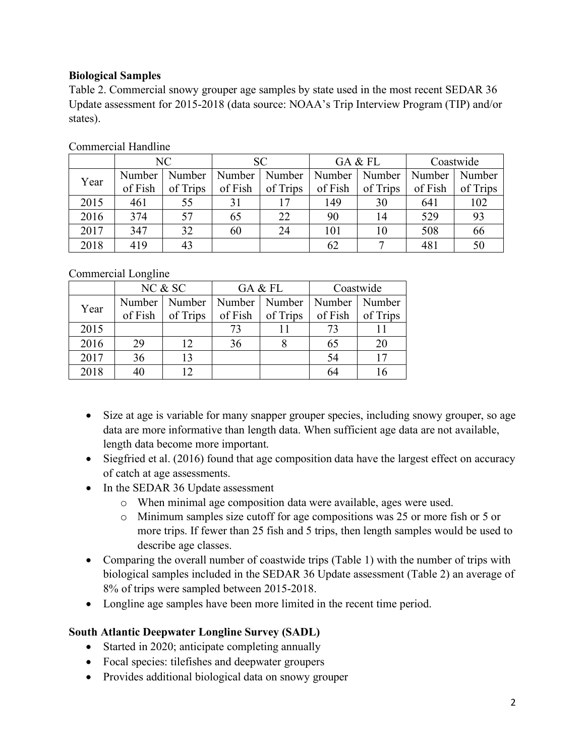**Biological Samples**

Table 2. Commercial snowy grouper age samples by state used in the most recent SEDAR 36 Update assessment for 2015-2018 (data source: NOAA's Trip Interview Program (TIP) and/or states).

Commercial Handline

| Year | NC | | SC | | GA & FL | | Coastwide | |
|---|---|---|---|---|---|---|---|---|
| | Number of Fish | Number of Trips | Number of Fish | Number of Trips | Number of Fish | Number of Trips | Number of Fish | Number of Trips |
| 2015 | 461 | 55 | 31 | 17 | 149 | 30 | 641 | 102 |
| 2016 | 374 | 57 | 65 | 22 | 90 | 14 | 529 | 93 |
| 2017 | 347 | 32 | 60 | 24 | 101 | 10 | 508 | 66 |
| 2018 | 419 | 43 | | | 62 | 7 | 481 | 50 |

Commercial Longline

| Year | NC & SC | | GA & FL | | Coastwide | |
|---|---|---|---|---|---|---|
| | Number of Fish | Number of Trips | Number of Fish | Number of Trips | Number of Fish | Number of Trips |
| 2015 | | | 73 | 11 | 73 | 11 |
| 2016 | 29 | 12 | 36 | 8 | 65 | 20 |
| 2017 | 36 | 13 | | | 54 | 17 |
| 2018 | 40 | 12 | | | 64 | 16 |

- Size at age is variable for many snapper grouper species, including snowy grouper, so age data are more informative than length data. When sufficient age data are not available, length data become more important.
- Siegfried et al. (2016) found that age composition data have the largest effect on accuracy of catch at age assessments.
- In the SEDAR 36 Update assessment
  - When minimal age composition data were available, ages were used.
  - Minimum samples size cutoff for age compositions was 25 or more fish or 5 or more trips. If fewer than 25 fish and 5 trips, then length samples would be used to describe age classes.
- Comparing the overall number of coastwide trips (Table 1) with the number of trips with biological samples included in the SEDAR 36 Update assessment (Table 2) an average of 8% of trips were sampled between 2015-2018.
- Longline age samples have been more limited in the recent time period.

**South Atlantic Deepwater Longline Survey (SADL)**

- Started in 2020; anticipate completing annually
- Focal species: tilefishes and deepwater groupers
- Provides additional biological data on snowy grouper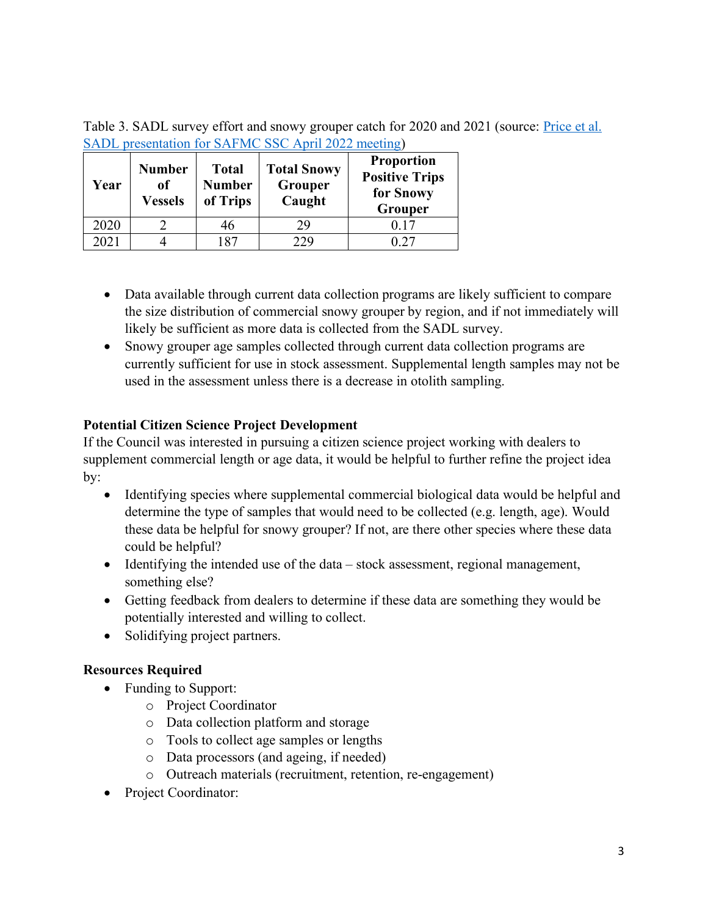Table 3. SADL survey effort and snowy grouper catch for 2020 and 2021 (source: Price et al. SADL presentation for SAFMC SSC April 2022 meeting)

| Year | Number of Vessels | Total Number of Trips | Total Snowy Grouper Caught | Proportion Positive Trips for Snowy Grouper |
|---|---|---|---|---|
| 2020 | 2 | 46 | 29 | 0.17 |
| 2021 | 4 | 187 | 229 | 0.27 |

- Data available through current data collection programs are likely sufficient to compare the size distribution of commercial snowy grouper by region, and if not immediately will likely be sufficient as more data is collected from the SADL survey.
- Snowy grouper age samples collected through current data collection programs are currently sufficient for use in stock assessment. Supplemental length samples may not be used in the assessment unless there is a decrease in otolith sampling.

**Potential Citizen Science Project Development**

If the Council was interested in pursuing a citizen science project working with dealers to supplement commercial length or age data, it would be helpful to further refine the project idea by:

- Identifying species where supplemental commercial biological data would be helpful and determine the type of samples that would need to be collected (e.g. length, age). Would these data be helpful for snowy grouper? If not, are there other species where these data could be helpful?
- Identifying the intended use of the data – stock assessment, regional management, something else?
- Getting feedback from dealers to determine if these data are something they would be potentially interested and willing to collect.
- Solidifying project partners.

**Resources Required**

- Funding to Support:
  - Project Coordinator
  - Data collection platform and storage
  - Tools to collect age samples or lengths
  - Data processors (and ageing, if needed)
  - Outreach materials (recruitment, retention, re-engagement)
- Project Coordinator: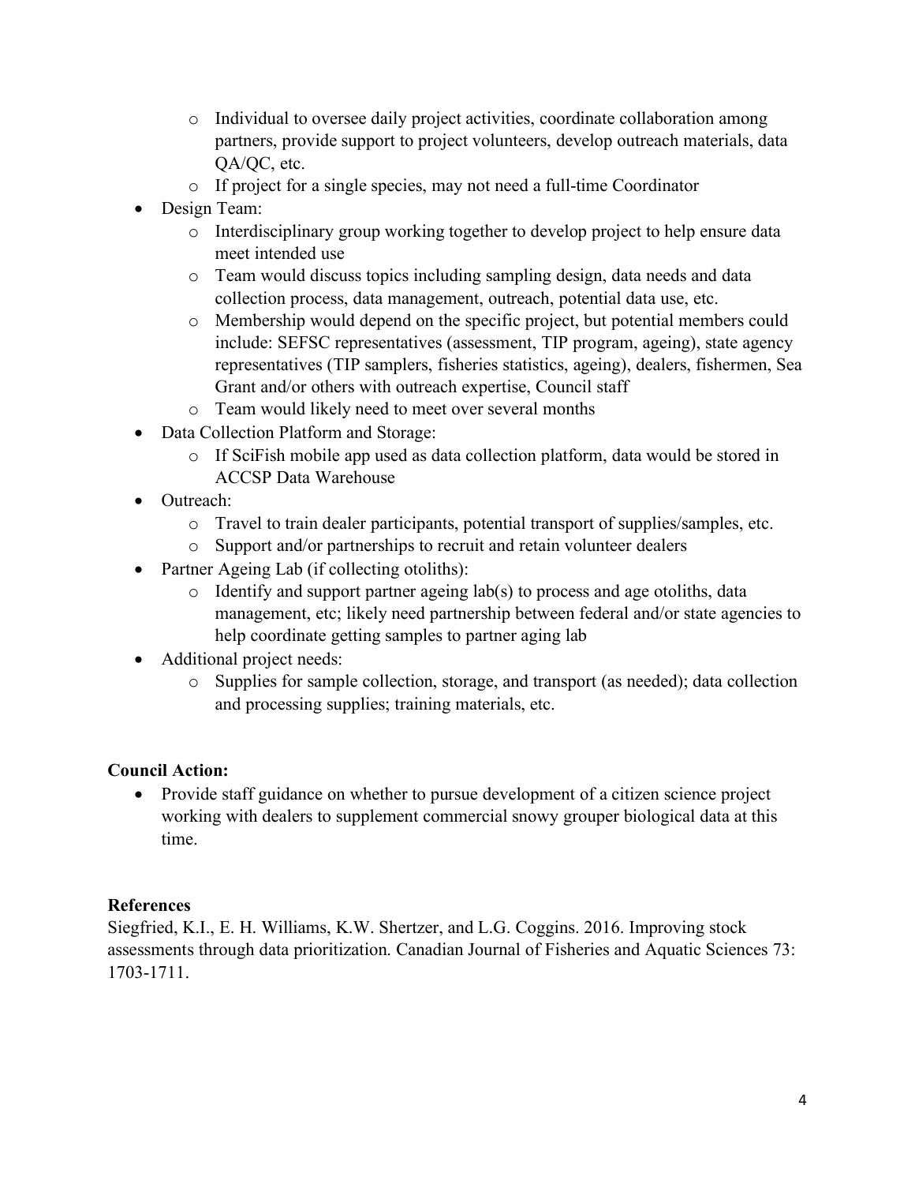- Individual to oversee daily project activities, coordinate collaboration among partners, provide support to project volunteers, develop outreach materials, data QA/QC, etc.
  - If project for a single species, may not need a full-time Coordinator
- Design Team:
  - Interdisciplinary group working together to develop project to help ensure data meet intended use
  - Team would discuss topics including sampling design, data needs and data collection process, data management, outreach, potential data use, etc.
  - Membership would depend on the specific project, but potential members could include: SEFSC representatives (assessment, TIP program, ageing), state agency representatives (TIP samplers, fisheries statistics, ageing), dealers, fishermen, Sea Grant and/or others with outreach expertise, Council staff
  - Team would likely need to meet over several months
- Data Collection Platform and Storage:
  - If SciFish mobile app used as data collection platform, data would be stored in ACCSP Data Warehouse
- Outreach:
  - Travel to train dealer participants, potential transport of supplies/samples, etc.
  - Support and/or partnerships to recruit and retain volunteer dealers
- Partner Ageing Lab (if collecting otoliths):
  - Identify and support partner ageing lab(s) to process and age otoliths, data management, etc; likely need partnership between federal and/or state agencies to help coordinate getting samples to partner aging lab
- Additional project needs:
  - Supplies for sample collection, storage, and transport (as needed); data collection and processing supplies; training materials, etc.

**Council Action:**

- Provide staff guidance on whether to pursue development of a citizen science project working with dealers to supplement commercial snowy grouper biological data at this time.

**References**

Siegfried, K.I., E. H. Williams, K.W. Shertzer, and L.G. Coggins. 2016. Improving stock assessments through data prioritization. Canadian Journal of Fisheries and Aquatic Sciences 73: 1703-1711.